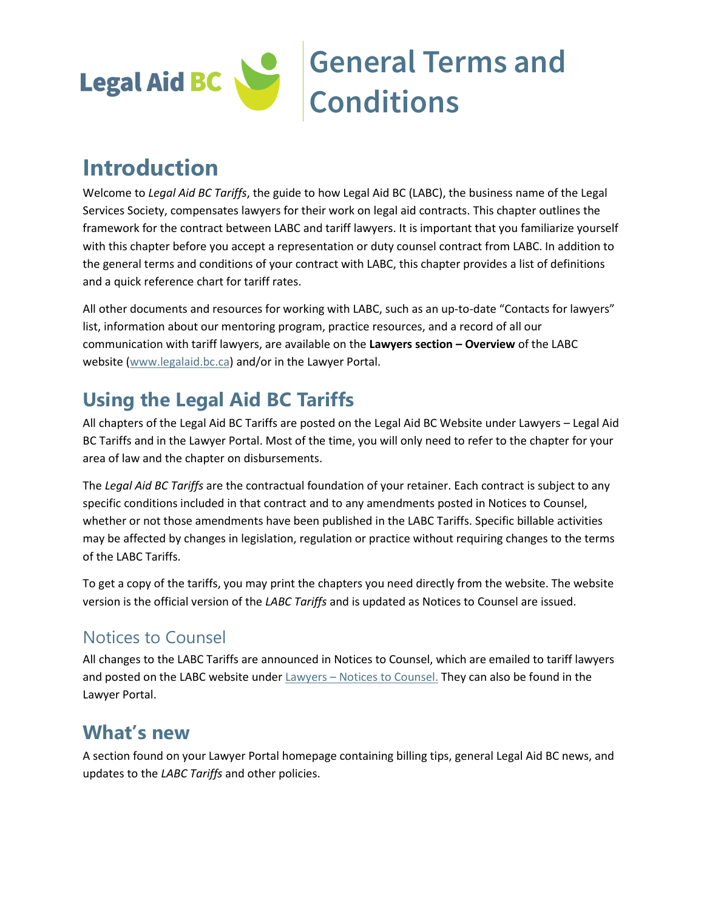# General Terms and Conditions

## Introduction

Welcome to *Legal Aid BC Tariffs*, the guide to how Legal Aid BC (LABC), the business name of the Legal Services Society, compensates lawyers for their work on legal aid contracts. This chapter outlines the framework for the contract between LABC and tariff lawyers. It is important that you familiarize yourself with this chapter before you accept a representation or duty counsel contract from LABC. In addition to the general terms and conditions of your contract with LABC, this chapter provides a list of definitions and a quick reference chart for tariff rates.

All other documents and resources for working with LABC, such as an up-to-date "Contacts for lawyers" list, information about our mentoring program, practice resources, and a record of all our communication with tariff lawyers, are available on the **Lawyers section – Overview** of the LABC website (www.legalaid.bc.ca) and/or in the Lawyer Portal.

## Using the Legal Aid BC Tariffs

All chapters of the Legal Aid BC Tariffs are posted on the Legal Aid BC Website under Lawyers – Legal Aid BC Tariffs and in the Lawyer Portal. Most of the time, you will only need to refer to the chapter for your area of law and the chapter on disbursements.

The *Legal Aid BC Tariffs* are the contractual foundation of your retainer. Each contract is subject to any specific conditions included in that contract and to any amendments posted in Notices to Counsel, whether or not those amendments have been published in the LABC Tariffs. Specific billable activities may be affected by changes in legislation, regulation or practice without requiring changes to the terms of the LABC Tariffs.

To get a copy of the tariffs, you may print the chapters you need directly from the website. The website version is the official version of the *LABC Tariffs* and is updated as Notices to Counsel are issued.

### Notices to Counsel

All changes to the LABC Tariffs are announced in Notices to Counsel, which are emailed to tariff lawyers and posted on the LABC website under Lawyers – Notices to Counsel. They can also be found in the Lawyer Portal.

## What's new

A section found on your Lawyer Portal homepage containing billing tips, general Legal Aid BC news, and updates to the *LABC Tariffs* and other policies.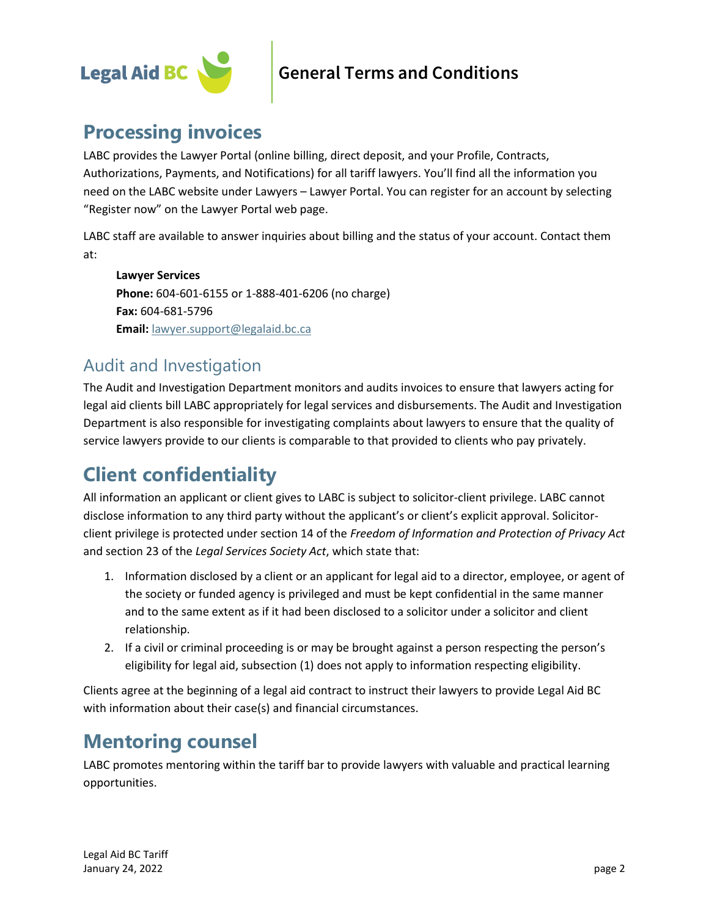## Processing invoices

LABC provides the Lawyer Portal (online billing, direct deposit, and your Profile, Contracts, Authorizations, Payments, and Notifications) for all tariff lawyers. You'll find all the information you need on the LABC website under Lawyers – Lawyer Portal. You can register for an account by selecting "Register now" on the Lawyer Portal web page.

LABC staff are available to answer inquiries about billing and the status of your account. Contact them at:

**Lawyer Services**
**Phone:** 604-601-6155 or 1-888-401-6206 (no charge)
**Fax:** 604-681-5796
**Email:** lawyer.support@legalaid.bc.ca

### Audit and Investigation

The Audit and Investigation Department monitors and audits invoices to ensure that lawyers acting for legal aid clients bill LABC appropriately for legal services and disbursements. The Audit and Investigation Department is also responsible for investigating complaints about lawyers to ensure that the quality of service lawyers provide to our clients is comparable to that provided to clients who pay privately.

## Client confidentiality

All information an applicant or client gives to LABC is subject to solicitor-client privilege. LABC cannot disclose information to any third party without the applicant's or client's explicit approval. Solicitor-client privilege is protected under section 14 of the *Freedom of Information and Protection of Privacy Act* and section 23 of the *Legal Services Society Act*, which state that:

1. Information disclosed by a client or an applicant for legal aid to a director, employee, or agent of the society or funded agency is privileged and must be kept confidential in the same manner and to the same extent as if it had been disclosed to a solicitor under a solicitor and client relationship.
2. If a civil or criminal proceeding is or may be brought against a person respecting the person's eligibility for legal aid, subsection (1) does not apply to information respecting eligibility.

Clients agree at the beginning of a legal aid contract to instruct their lawyers to provide Legal Aid BC with information about their case(s) and financial circumstances.

## Mentoring counsel

LABC promotes mentoring within the tariff bar to provide lawyers with valuable and practical learning opportunities.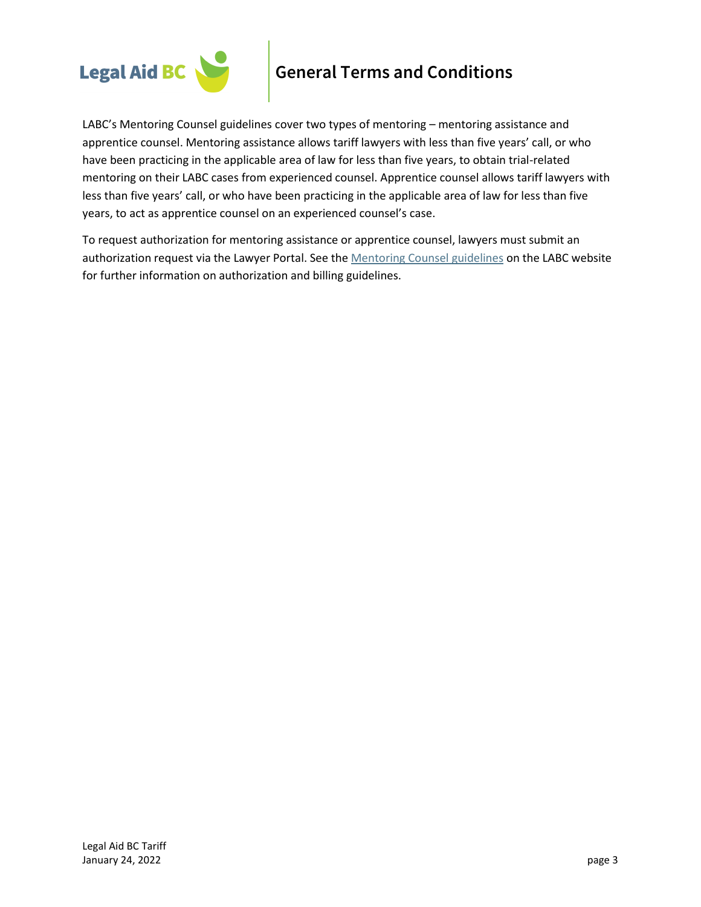LABC's Mentoring Counsel guidelines cover two types of mentoring – mentoring assistance and apprentice counsel. Mentoring assistance allows tariff lawyers with less than five years' call, or who have been practicing in the applicable area of law for less than five years, to obtain trial-related mentoring on their LABC cases from experienced counsel. Apprentice counsel allows tariff lawyers with less than five years' call, or who have been practicing in the applicable area of law for less than five years, to act as apprentice counsel on an experienced counsel's case.

To request authorization for mentoring assistance or apprentice counsel, lawyers must submit an authorization request via the Lawyer Portal. See the Mentoring Counsel guidelines on the LABC website for further information on authorization and billing guidelines.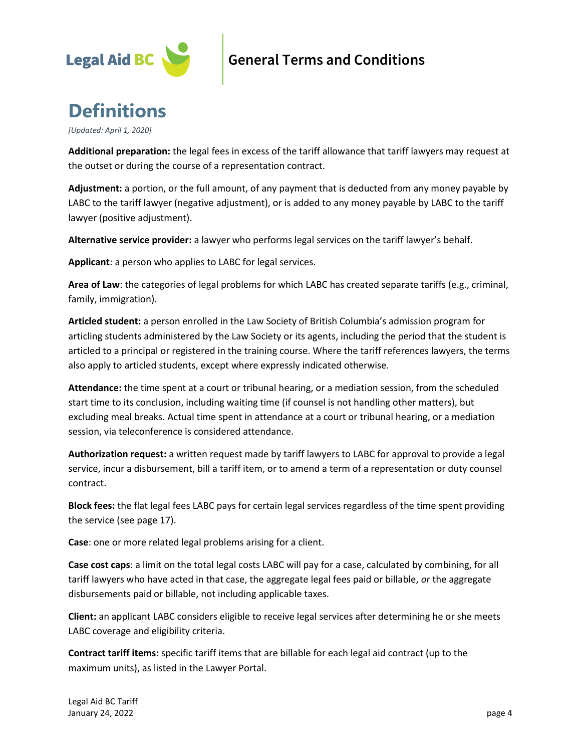# Definitions

*[Updated: April 1, 2020]*

**Additional preparation:** the legal fees in excess of the tariff allowance that tariff lawyers may request at the outset or during the course of a representation contract.

**Adjustment:** a portion, or the full amount, of any payment that is deducted from any money payable by LABC to the tariff lawyer (negative adjustment), or is added to any money payable by LABC to the tariff lawyer (positive adjustment).

**Alternative service provider:** a lawyer who performs legal services on the tariff lawyer's behalf.

**Applicant**: a person who applies to LABC for legal services.

**Area of Law**: the categories of legal problems for which LABC has created separate tariffs (e.g., criminal, family, immigration).

**Articled student:** a person enrolled in the Law Society of British Columbia's admission program for articling students administered by the Law Society or its agents, including the period that the student is articled to a principal or registered in the training course. Where the tariff references lawyers, the terms also apply to articled students, except where expressly indicated otherwise.

**Attendance:** the time spent at a court or tribunal hearing, or a mediation session, from the scheduled start time to its conclusion, including waiting time (if counsel is not handling other matters), but excluding meal breaks. Actual time spent in attendance at a court or tribunal hearing, or a mediation session, via teleconference is considered attendance.

**Authorization request:** a written request made by tariff lawyers to LABC for approval to provide a legal service, incur a disbursement, bill a tariff item, or to amend a term of a representation or duty counsel contract.

**Block fees:** the flat legal fees LABC pays for certain legal services regardless of the time spent providing the service (see page 17).

**Case**: one or more related legal problems arising for a client.

**Case cost caps**: a limit on the total legal costs LABC will pay for a case, calculated by combining, for all tariff lawyers who have acted in that case, the aggregate legal fees paid or billable, *or* the aggregate disbursements paid or billable, not including applicable taxes.

**Client:** an applicant LABC considers eligible to receive legal services after determining he or she meets LABC coverage and eligibility criteria.

**Contract tariff items:** specific tariff items that are billable for each legal aid contract (up to the maximum units), as listed in the Lawyer Portal.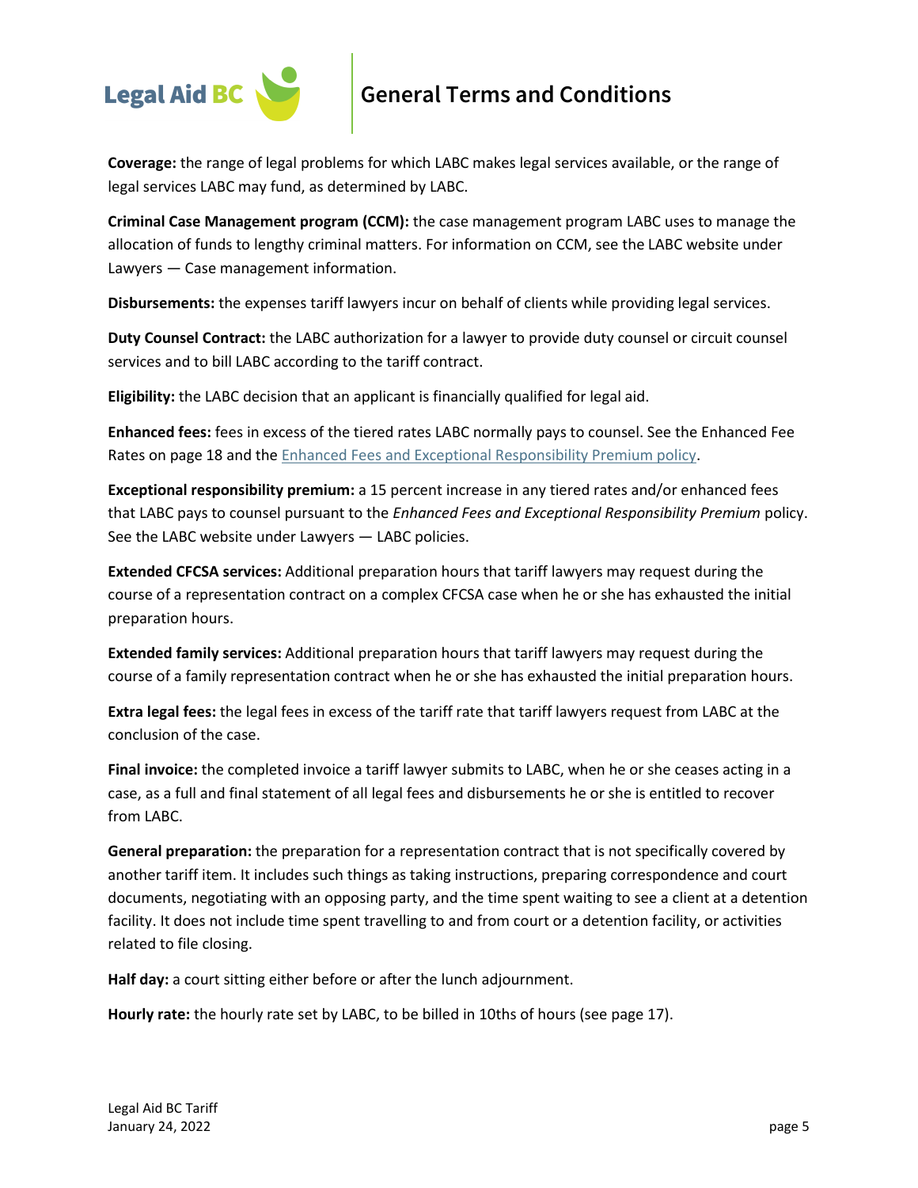**Coverage:** the range of legal problems for which LABC makes legal services available, or the range of legal services LABC may fund, as determined by LABC.

**Criminal Case Management program (CCM):** the case management program LABC uses to manage the allocation of funds to lengthy criminal matters. For information on CCM, see the LABC website under Lawyers — Case management information.

**Disbursements:** the expenses tariff lawyers incur on behalf of clients while providing legal services.

**Duty Counsel Contract:** the LABC authorization for a lawyer to provide duty counsel or circuit counsel services and to bill LABC according to the tariff contract.

**Eligibility:** the LABC decision that an applicant is financially qualified for legal aid.

**Enhanced fees:** fees in excess of the tiered rates LABC normally pays to counsel. See the Enhanced Fee Rates on page 18 and the Enhanced Fees and Exceptional Responsibility Premium policy.

**Exceptional responsibility premium:** a 15 percent increase in any tiered rates and/or enhanced fees that LABC pays to counsel pursuant to the *Enhanced Fees and Exceptional Responsibility Premium* policy. See the LABC website under Lawyers — LABC policies.

**Extended CFCSA services:** Additional preparation hours that tariff lawyers may request during the course of a representation contract on a complex CFCSA case when he or she has exhausted the initial preparation hours.

**Extended family services:** Additional preparation hours that tariff lawyers may request during the course of a family representation contract when he or she has exhausted the initial preparation hours.

**Extra legal fees:** the legal fees in excess of the tariff rate that tariff lawyers request from LABC at the conclusion of the case.

**Final invoice:** the completed invoice a tariff lawyer submits to LABC, when he or she ceases acting in a case, as a full and final statement of all legal fees and disbursements he or she is entitled to recover from LABC.

**General preparation:** the preparation for a representation contract that is not specifically covered by another tariff item. It includes such things as taking instructions, preparing correspondence and court documents, negotiating with an opposing party, and the time spent waiting to see a client at a detention facility. It does not include time spent travelling to and from court or a detention facility, or activities related to file closing.

**Half day:** a court sitting either before or after the lunch adjournment.

**Hourly rate:** the hourly rate set by LABC, to be billed in 10ths of hours (see page 17).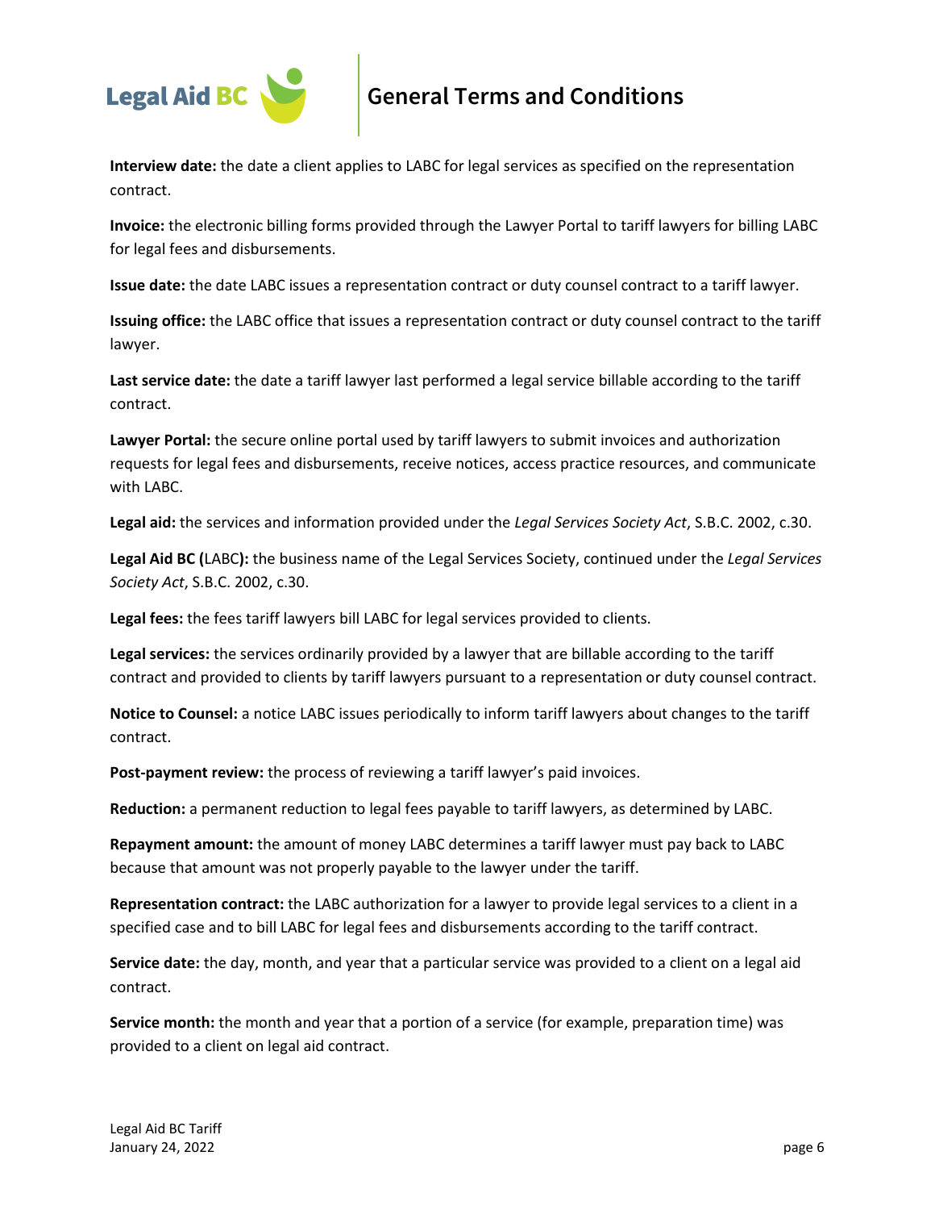**Interview date:** the date a client applies to LABC for legal services as specified on the representation contract.

**Invoice:** the electronic billing forms provided through the Lawyer Portal to tariff lawyers for billing LABC for legal fees and disbursements.

**Issue date:** the date LABC issues a representation contract or duty counsel contract to a tariff lawyer.

**Issuing office:** the LABC office that issues a representation contract or duty counsel contract to the tariff lawyer.

**Last service date:** the date a tariff lawyer last performed a legal service billable according to the tariff contract.

**Lawyer Portal:** the secure online portal used by tariff lawyers to submit invoices and authorization requests for legal fees and disbursements, receive notices, access practice resources, and communicate with LABC.

**Legal aid:** the services and information provided under the *Legal Services Society Act*, S.B.C. 2002, c.30.

**Legal Aid BC (**LABC**):** the business name of the Legal Services Society, continued under the *Legal Services Society Act*, S.B.C. 2002, c.30.

**Legal fees:** the fees tariff lawyers bill LABC for legal services provided to clients.

**Legal services:** the services ordinarily provided by a lawyer that are billable according to the tariff contract and provided to clients by tariff lawyers pursuant to a representation or duty counsel contract.

**Notice to Counsel:** a notice LABC issues periodically to inform tariff lawyers about changes to the tariff contract.

**Post-payment review:** the process of reviewing a tariff lawyer's paid invoices.

**Reduction:** a permanent reduction to legal fees payable to tariff lawyers, as determined by LABC.

**Repayment amount:** the amount of money LABC determines a tariff lawyer must pay back to LABC because that amount was not properly payable to the lawyer under the tariff.

**Representation contract:** the LABC authorization for a lawyer to provide legal services to a client in a specified case and to bill LABC for legal fees and disbursements according to the tariff contract.

**Service date:** the day, month, and year that a particular service was provided to a client on a legal aid contract.

**Service month:** the month and year that a portion of a service (for example, preparation time) was provided to a client on legal aid contract.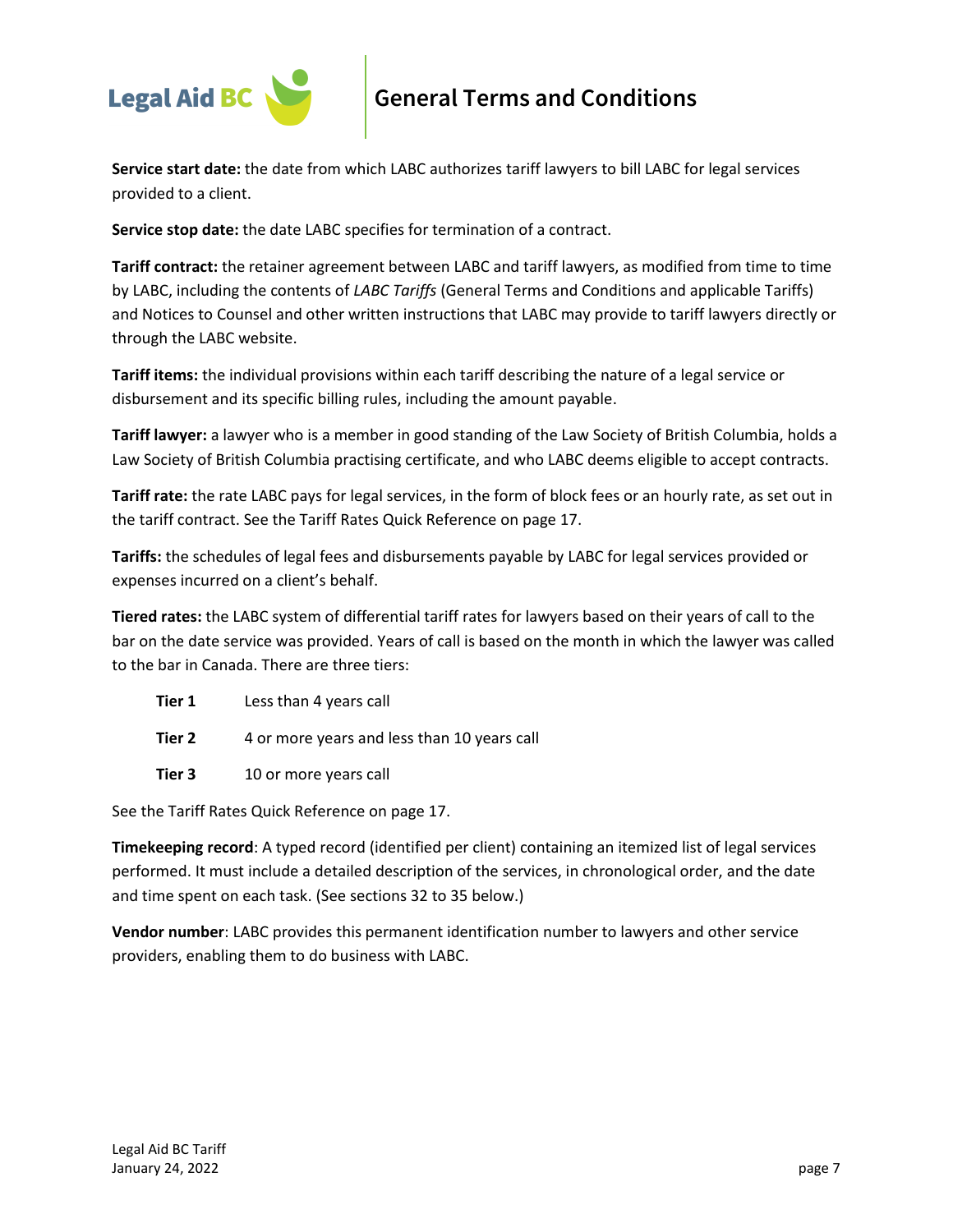**Service start date:** the date from which LABC authorizes tariff lawyers to bill LABC for legal services provided to a client.

**Service stop date:** the date LABC specifies for termination of a contract.

**Tariff contract:** the retainer agreement between LABC and tariff lawyers, as modified from time to time by LABC, including the contents of *LABC Tariffs* (General Terms and Conditions and applicable Tariffs) and Notices to Counsel and other written instructions that LABC may provide to tariff lawyers directly or through the LABC website.

**Tariff items:** the individual provisions within each tariff describing the nature of a legal service or disbursement and its specific billing rules, including the amount payable.

**Tariff lawyer:** a lawyer who is a member in good standing of the Law Society of British Columbia, holds a Law Society of British Columbia practising certificate, and who LABC deems eligible to accept contracts.

**Tariff rate:** the rate LABC pays for legal services, in the form of block fees or an hourly rate, as set out in the tariff contract. See the Tariff Rates Quick Reference on page 17.

**Tariffs:** the schedules of legal fees and disbursements payable by LABC for legal services provided or expenses incurred on a client's behalf.

**Tiered rates:** the LABC system of differential tariff rates for lawyers based on their years of call to the bar on the date service was provided. Years of call is based on the month in which the lawyer was called to the bar in Canada. There are three tiers:

| | |
|---|---|
| **Tier 1** | Less than 4 years call |
| **Tier 2** | 4 or more years and less than 10 years call |
| **Tier 3** | 10 or more years call |

See the Tariff Rates Quick Reference on page 17.

**Timekeeping record**: A typed record (identified per client) containing an itemized list of legal services performed. It must include a detailed description of the services, in chronological order, and the date and time spent on each task. (See sections 32 to 35 below.)

**Vendor number**: LABC provides this permanent identification number to lawyers and other service providers, enabling them to do business with LABC.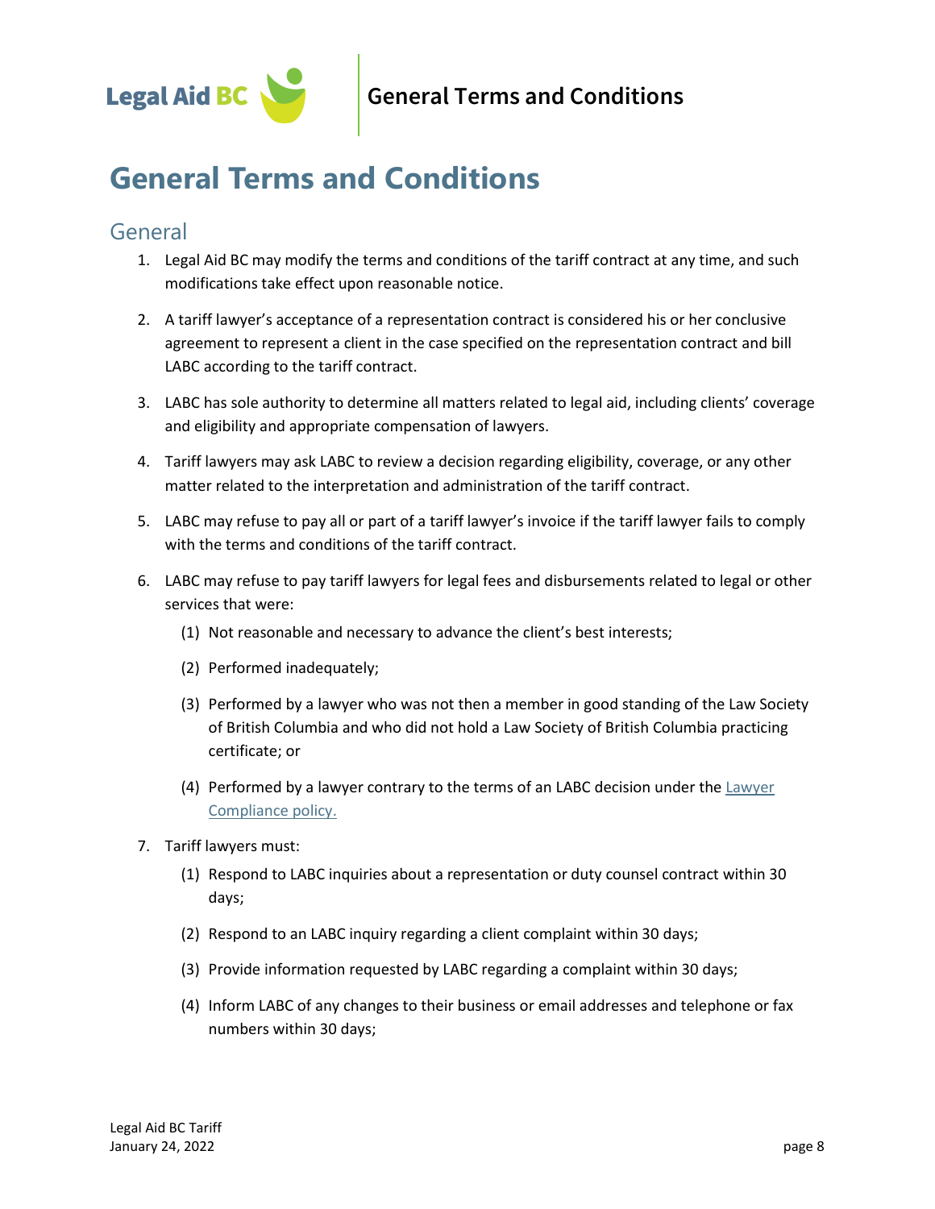# General Terms and Conditions

## General

1. Legal Aid BC may modify the terms and conditions of the tariff contract at any time, and such modifications take effect upon reasonable notice.

2. A tariff lawyer's acceptance of a representation contract is considered his or her conclusive agreement to represent a client in the case specified on the representation contract and bill LABC according to the tariff contract.

3. LABC has sole authority to determine all matters related to legal aid, including clients' coverage and eligibility and appropriate compensation of lawyers.

4. Tariff lawyers may ask LABC to review a decision regarding eligibility, coverage, or any other matter related to the interpretation and administration of the tariff contract.

5. LABC may refuse to pay all or part of a tariff lawyer's invoice if the tariff lawyer fails to comply with the terms and conditions of the tariff contract.

6. LABC may refuse to pay tariff lawyers for legal fees and disbursements related to legal or other services that were:

   (1) Not reasonable and necessary to advance the client's best interests;

   (2) Performed inadequately;

   (3) Performed by a lawyer who was not then a member in good standing of the Law Society of British Columbia and who did not hold a Law Society of British Columbia practicing certificate; or

   (4) Performed by a lawyer contrary to the terms of an LABC decision under the Lawyer Compliance policy.

7. Tariff lawyers must:

   (1) Respond to LABC inquiries about a representation or duty counsel contract within 30 days;

   (2) Respond to an LABC inquiry regarding a client complaint within 30 days;

   (3) Provide information requested by LABC regarding a complaint within 30 days;

   (4) Inform LABC of any changes to their business or email addresses and telephone or fax numbers within 30 days;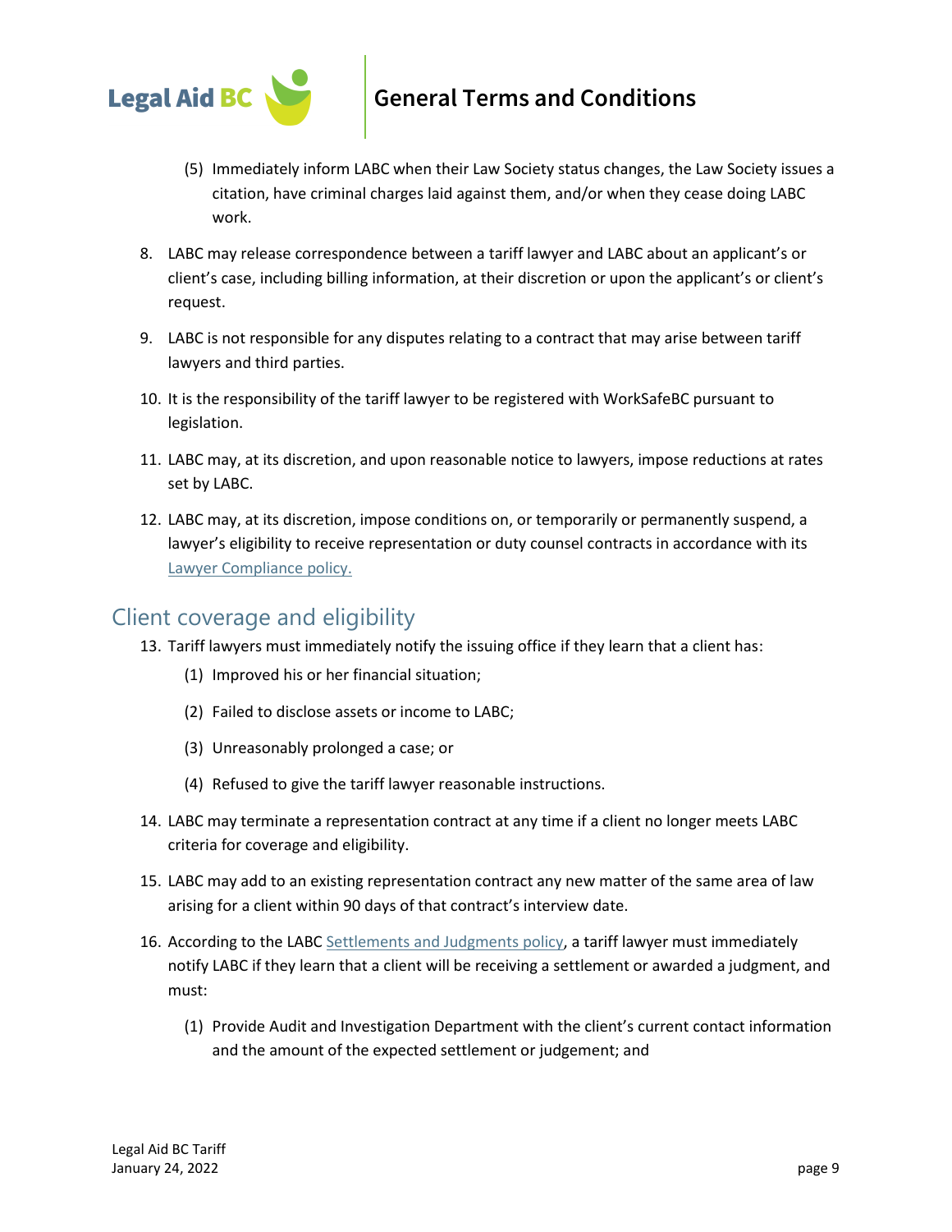(5) Immediately inform LABC when their Law Society status changes, the Law Society issues a citation, have criminal charges laid against them, and/or when they cease doing LABC work.

8. LABC may release correspondence between a tariff lawyer and LABC about an applicant's or client's case, including billing information, at their discretion or upon the applicant's or client's request.

9. LABC is not responsible for any disputes relating to a contract that may arise between tariff lawyers and third parties.

10. It is the responsibility of the tariff lawyer to be registered with WorkSafeBC pursuant to legislation.

11. LABC may, at its discretion, and upon reasonable notice to lawyers, impose reductions at rates set by LABC.

12. LABC may, at its discretion, impose conditions on, or temporarily or permanently suspend, a lawyer's eligibility to receive representation or duty counsel contracts in accordance with its Lawyer Compliance policy.

## Client coverage and eligibility

13. Tariff lawyers must immediately notify the issuing office if they learn that a client has:

    (1) Improved his or her financial situation;

    (2) Failed to disclose assets or income to LABC;

    (3) Unreasonably prolonged a case; or

    (4) Refused to give the tariff lawyer reasonable instructions.

14. LABC may terminate a representation contract at any time if a client no longer meets LABC criteria for coverage and eligibility.

15. LABC may add to an existing representation contract any new matter of the same area of law arising for a client within 90 days of that contract's interview date.

16. According to the LABC Settlements and Judgments policy, a tariff lawyer must immediately notify LABC if they learn that a client will be receiving a settlement or awarded a judgment, and must:

    (1) Provide Audit and Investigation Department with the client's current contact information and the amount of the expected settlement or judgement; and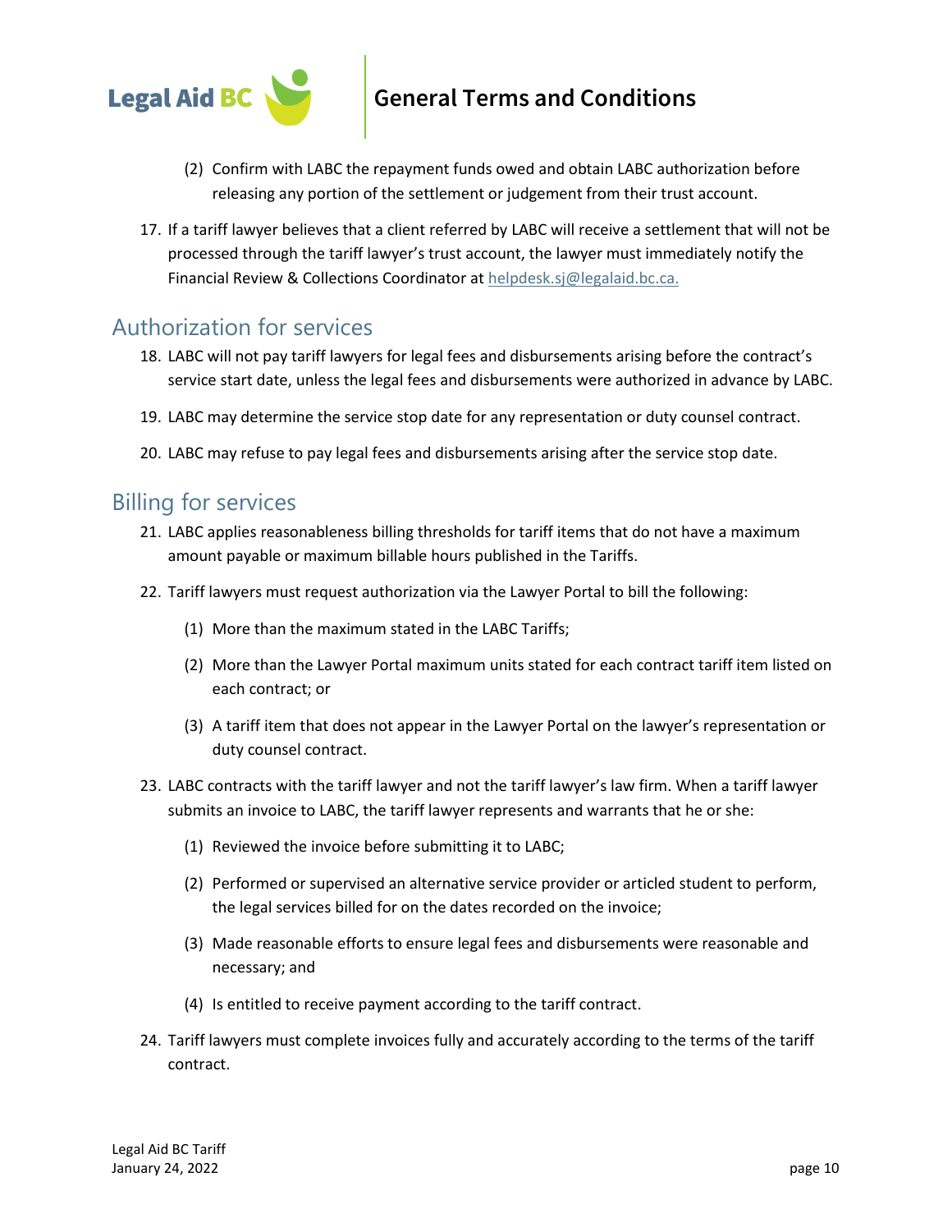(2) Confirm with LABC the repayment funds owed and obtain LABC authorization before releasing any portion of the settlement or judgement from their trust account.

17. If a tariff lawyer believes that a client referred by LABC will receive a settlement that will not be processed through the tariff lawyer's trust account, the lawyer must immediately notify the Financial Review & Collections Coordinator at helpdesk.sj@legalaid.bc.ca.

## Authorization for services

18. LABC will not pay tariff lawyers for legal fees and disbursements arising before the contract's service start date, unless the legal fees and disbursements were authorized in advance by LABC.

19. LABC may determine the service stop date for any representation or duty counsel contract.

20. LABC may refuse to pay legal fees and disbursements arising after the service stop date.

## Billing for services

21. LABC applies reasonableness billing thresholds for tariff items that do not have a maximum amount payable or maximum billable hours published in the Tariffs.

22. Tariff lawyers must request authorization via the Lawyer Portal to bill the following:

    (1) More than the maximum stated in the LABC Tariffs;

    (2) More than the Lawyer Portal maximum units stated for each contract tariff item listed on each contract; or

    (3) A tariff item that does not appear in the Lawyer Portal on the lawyer's representation or duty counsel contract.

23. LABC contracts with the tariff lawyer and not the tariff lawyer's law firm. When a tariff lawyer submits an invoice to LABC, the tariff lawyer represents and warrants that he or she:

    (1) Reviewed the invoice before submitting it to LABC;

    (2) Performed or supervised an alternative service provider or articled student to perform, the legal services billed for on the dates recorded on the invoice;

    (3) Made reasonable efforts to ensure legal fees and disbursements were reasonable and necessary; and

    (4) Is entitled to receive payment according to the tariff contract.

24. Tariff lawyers must complete invoices fully and accurately according to the terms of the tariff contract.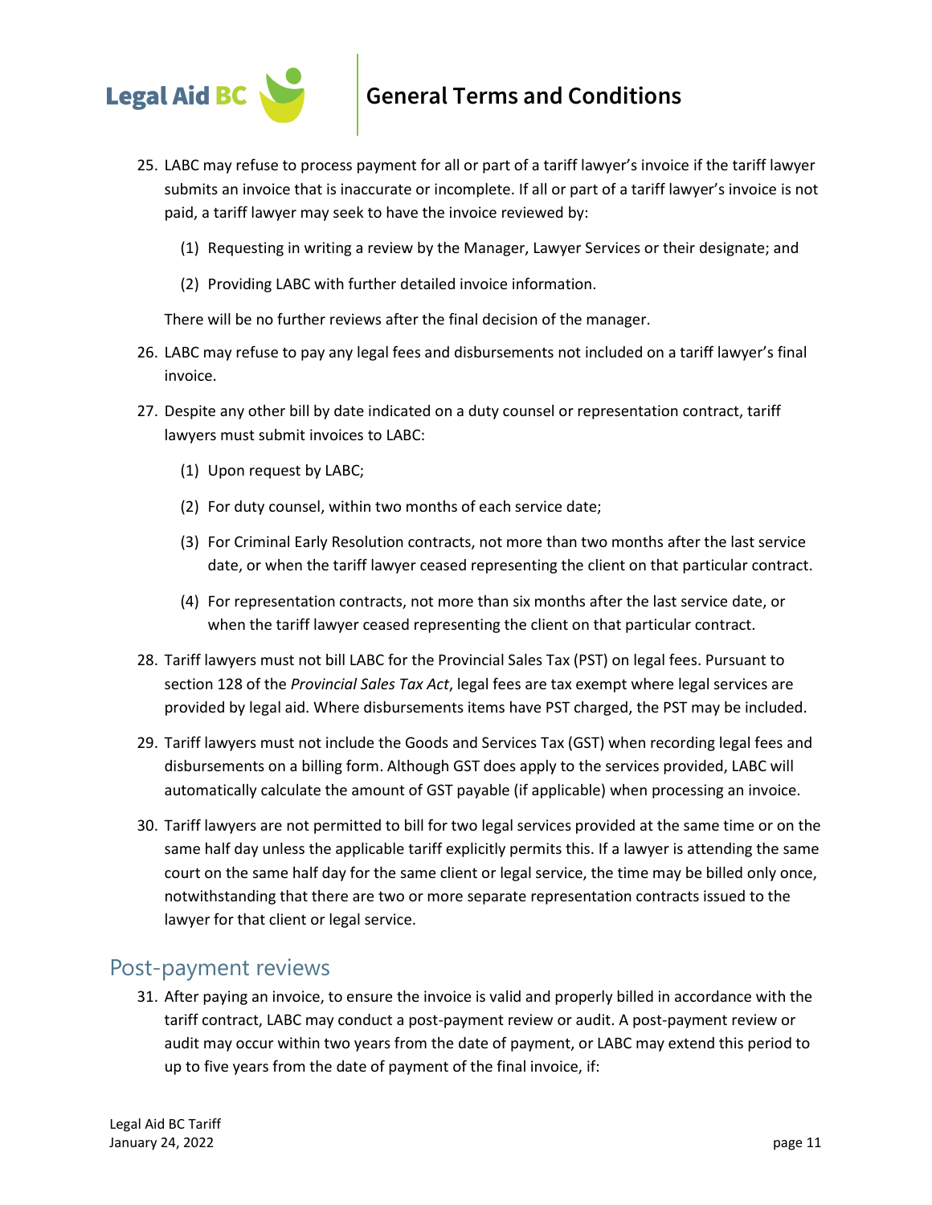25. LABC may refuse to process payment for all or part of a tariff lawyer's invoice if the tariff lawyer submits an invoice that is inaccurate or incomplete. If all or part of a tariff lawyer's invoice is not paid, a tariff lawyer may seek to have the invoice reviewed by:

    (1) Requesting in writing a review by the Manager, Lawyer Services or their designate; and

    (2) Providing LABC with further detailed invoice information.

    There will be no further reviews after the final decision of the manager.

26. LABC may refuse to pay any legal fees and disbursements not included on a tariff lawyer's final invoice.

27. Despite any other bill by date indicated on a duty counsel or representation contract, tariff lawyers must submit invoices to LABC:

    (1) Upon request by LABC;

    (2) For duty counsel, within two months of each service date;

    (3) For Criminal Early Resolution contracts, not more than two months after the last service date, or when the tariff lawyer ceased representing the client on that particular contract.

    (4) For representation contracts, not more than six months after the last service date, or when the tariff lawyer ceased representing the client on that particular contract.

28. Tariff lawyers must not bill LABC for the Provincial Sales Tax (PST) on legal fees. Pursuant to section 128 of the *Provincial Sales Tax Act*, legal fees are tax exempt where legal services are provided by legal aid. Where disbursements items have PST charged, the PST may be included.

29. Tariff lawyers must not include the Goods and Services Tax (GST) when recording legal fees and disbursements on a billing form. Although GST does apply to the services provided, LABC will automatically calculate the amount of GST payable (if applicable) when processing an invoice.

30. Tariff lawyers are not permitted to bill for two legal services provided at the same time or on the same half day unless the applicable tariff explicitly permits this. If a lawyer is attending the same court on the same half day for the same client or legal service, the time may be billed only once, notwithstanding that there are two or more separate representation contracts issued to the lawyer for that client or legal service.

## Post-payment reviews

31. After paying an invoice, to ensure the invoice is valid and properly billed in accordance with the tariff contract, LABC may conduct a post-payment review or audit. A post-payment review or audit may occur within two years from the date of payment, or LABC may extend this period to up to five years from the date of payment of the final invoice, if: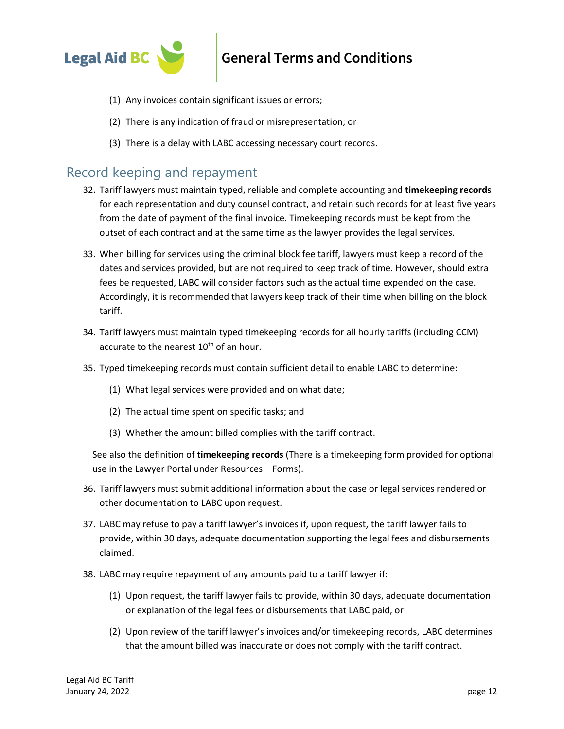(1) Any invoices contain significant issues or errors;

(2) There is any indication of fraud or misrepresentation; or

(3) There is a delay with LABC accessing necessary court records.

## Record keeping and repayment

32. Tariff lawyers must maintain typed, reliable and complete accounting and **timekeeping records** for each representation and duty counsel contract, and retain such records for at least five years from the date of payment of the final invoice. Timekeeping records must be kept from the outset of each contract and at the same time as the lawyer provides the legal services.

33. When billing for services using the criminal block fee tariff, lawyers must keep a record of the dates and services provided, but are not required to keep track of time. However, should extra fees be requested, LABC will consider factors such as the actual time expended on the case. Accordingly, it is recommended that lawyers keep track of their time when billing on the block tariff.

34. Tariff lawyers must maintain typed timekeeping records for all hourly tariffs (including CCM) accurate to the nearest 10th of an hour.

35. Typed timekeeping records must contain sufficient detail to enable LABC to determine:

    (1) What legal services were provided and on what date;

    (2) The actual time spent on specific tasks; and

    (3) Whether the amount billed complies with the tariff contract.

    See also the definition of **timekeeping records** (There is a timekeeping form provided for optional use in the Lawyer Portal under Resources – Forms).

36. Tariff lawyers must submit additional information about the case or legal services rendered or other documentation to LABC upon request.

37. LABC may refuse to pay a tariff lawyer's invoices if, upon request, the tariff lawyer fails to provide, within 30 days, adequate documentation supporting the legal fees and disbursements claimed.

38. LABC may require repayment of any amounts paid to a tariff lawyer if:

    (1) Upon request, the tariff lawyer fails to provide, within 30 days, adequate documentation or explanation of the legal fees or disbursements that LABC paid, or

    (2) Upon review of the tariff lawyer's invoices and/or timekeeping records, LABC determines that the amount billed was inaccurate or does not comply with the tariff contract.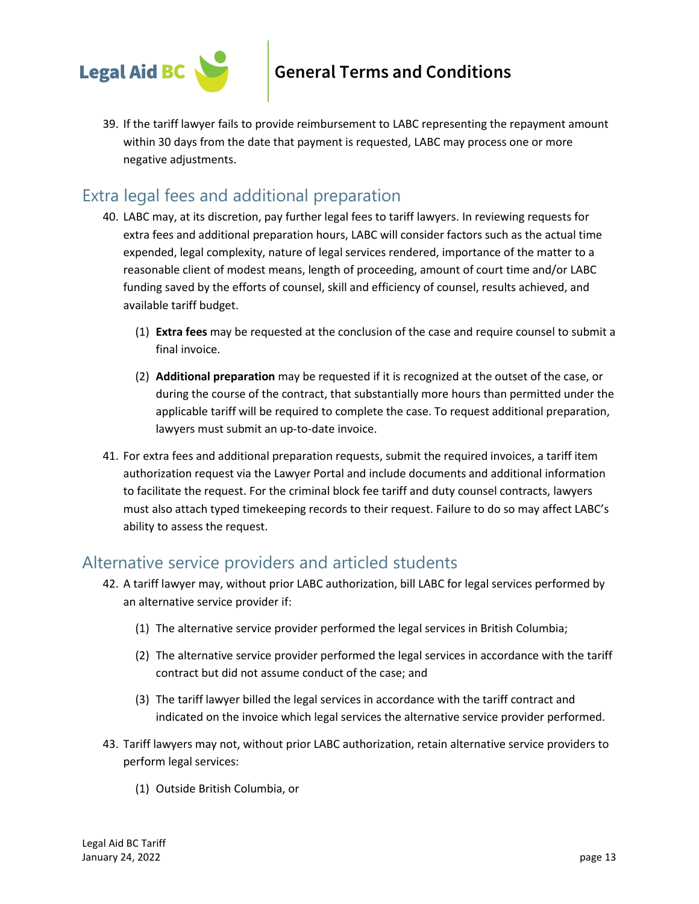39. If the tariff lawyer fails to provide reimbursement to LABC representing the repayment amount within 30 days from the date that payment is requested, LABC may process one or more negative adjustments.

## Extra legal fees and additional preparation

40. LABC may, at its discretion, pay further legal fees to tariff lawyers. In reviewing requests for extra fees and additional preparation hours, LABC will consider factors such as the actual time expended, legal complexity, nature of legal services rendered, importance of the matter to a reasonable client of modest means, length of proceeding, amount of court time and/or LABC funding saved by the efforts of counsel, skill and efficiency of counsel, results achieved, and available tariff budget.

    (1) **Extra fees** may be requested at the conclusion of the case and require counsel to submit a final invoice.

    (2) **Additional preparation** may be requested if it is recognized at the outset of the case, or during the course of the contract, that substantially more hours than permitted under the applicable tariff will be required to complete the case. To request additional preparation, lawyers must submit an up-to-date invoice.

41. For extra fees and additional preparation requests, submit the required invoices, a tariff item authorization request via the Lawyer Portal and include documents and additional information to facilitate the request. For the criminal block fee tariff and duty counsel contracts, lawyers must also attach typed timekeeping records to their request. Failure to do so may affect LABC's ability to assess the request.

## Alternative service providers and articled students

42. A tariff lawyer may, without prior LABC authorization, bill LABC for legal services performed by an alternative service provider if:

    (1) The alternative service provider performed the legal services in British Columbia;

    (2) The alternative service provider performed the legal services in accordance with the tariff contract but did not assume conduct of the case; and

    (3) The tariff lawyer billed the legal services in accordance with the tariff contract and indicated on the invoice which legal services the alternative service provider performed.

43. Tariff lawyers may not, without prior LABC authorization, retain alternative service providers to perform legal services:

    (1) Outside British Columbia, or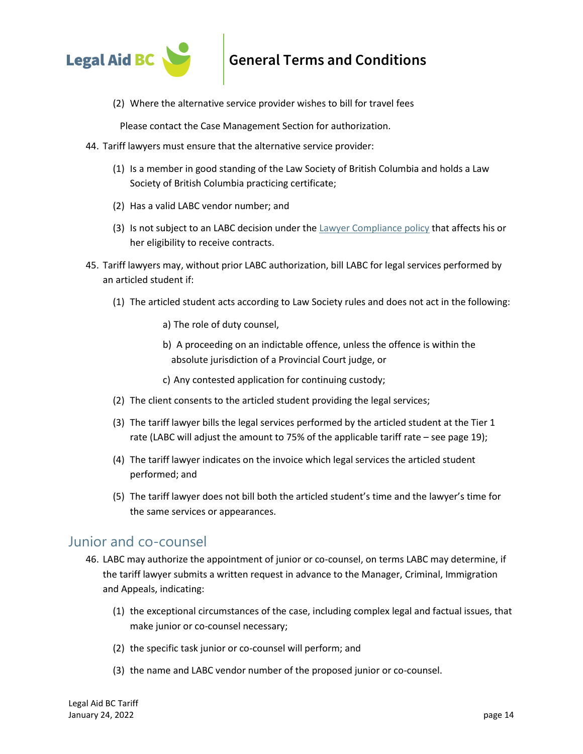(2) Where the alternative service provider wishes to bill for travel fees

Please contact the Case Management Section for authorization.

44. Tariff lawyers must ensure that the alternative service provider:

    (1) Is a member in good standing of the Law Society of British Columbia and holds a Law Society of British Columbia practicing certificate;

    (2) Has a valid LABC vendor number; and

    (3) Is not subject to an LABC decision under the Lawyer Compliance policy that affects his or her eligibility to receive contracts.

45. Tariff lawyers may, without prior LABC authorization, bill LABC for legal services performed by an articled student if:

    (1) The articled student acts according to Law Society rules and does not act in the following:

        a) The role of duty counsel,

        b) A proceeding on an indictable offence, unless the offence is within the absolute jurisdiction of a Provincial Court judge, or

        c) Any contested application for continuing custody;

    (2) The client consents to the articled student providing the legal services;

    (3) The tariff lawyer bills the legal services performed by the articled student at the Tier 1 rate (LABC will adjust the amount to 75% of the applicable tariff rate – see page 19);

    (4) The tariff lawyer indicates on the invoice which legal services the articled student performed; and

    (5) The tariff lawyer does not bill both the articled student's time and the lawyer's time for the same services or appearances.

## Junior and co-counsel

46. LABC may authorize the appointment of junior or co-counsel, on terms LABC may determine, if the tariff lawyer submits a written request in advance to the Manager, Criminal, Immigration and Appeals, indicating:

    (1) the exceptional circumstances of the case, including complex legal and factual issues, that make junior or co-counsel necessary;

    (2) the specific task junior or co-counsel will perform; and

    (3) the name and LABC vendor number of the proposed junior or co-counsel.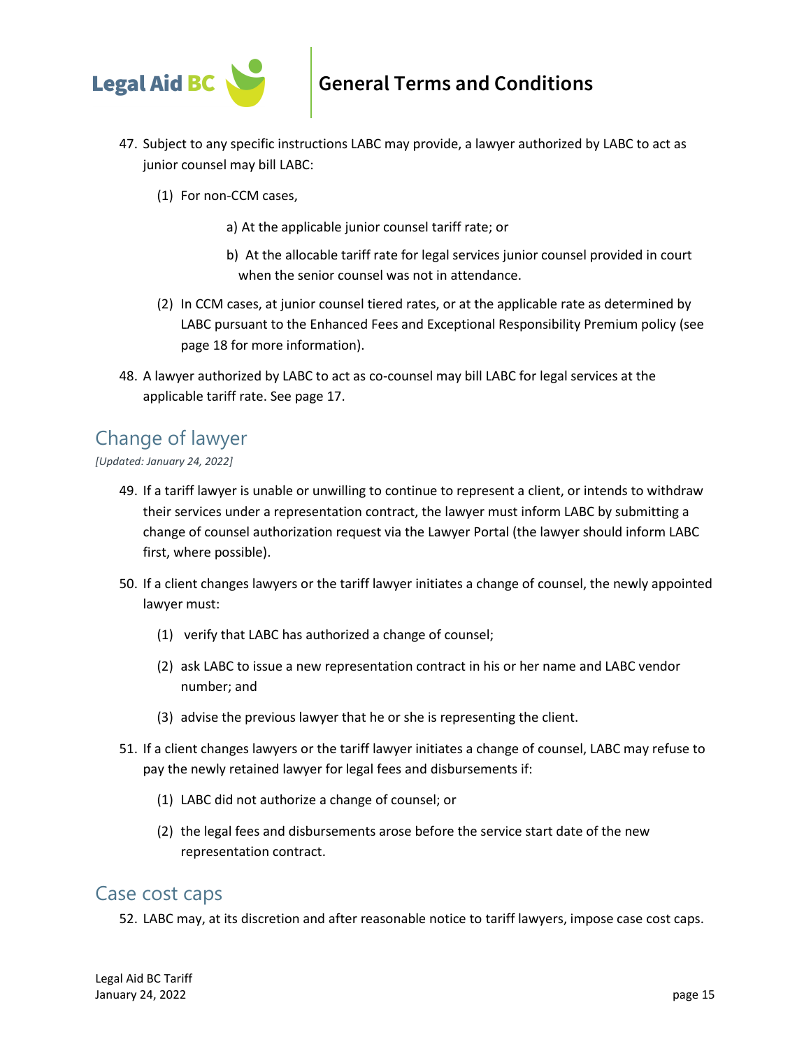47. Subject to any specific instructions LABC may provide, a lawyer authorized by LABC to act as junior counsel may bill LABC:

    (1) For non-CCM cases,

        a) At the applicable junior counsel tariff rate; or

        b) At the allocable tariff rate for legal services junior counsel provided in court when the senior counsel was not in attendance.

    (2) In CCM cases, at junior counsel tiered rates, or at the applicable rate as determined by LABC pursuant to the Enhanced Fees and Exceptional Responsibility Premium policy (see page 18 for more information).

48. A lawyer authorized by LABC to act as co-counsel may bill LABC for legal services at the applicable tariff rate. See page 17.

## Change of lawyer

*[Updated: January 24, 2022]*

49. If a tariff lawyer is unable or unwilling to continue to represent a client, or intends to withdraw their services under a representation contract, the lawyer must inform LABC by submitting a change of counsel authorization request via the Lawyer Portal (the lawyer should inform LABC first, where possible).

50. If a client changes lawyers or the tariff lawyer initiates a change of counsel, the newly appointed lawyer must:

    (1) verify that LABC has authorized a change of counsel;

    (2) ask LABC to issue a new representation contract in his or her name and LABC vendor number; and

    (3) advise the previous lawyer that he or she is representing the client.

51. If a client changes lawyers or the tariff lawyer initiates a change of counsel, LABC may refuse to pay the newly retained lawyer for legal fees and disbursements if:

    (1) LABC did not authorize a change of counsel; or

    (2) the legal fees and disbursements arose before the service start date of the new representation contract.

## Case cost caps

52. LABC may, at its discretion and after reasonable notice to tariff lawyers, impose case cost caps.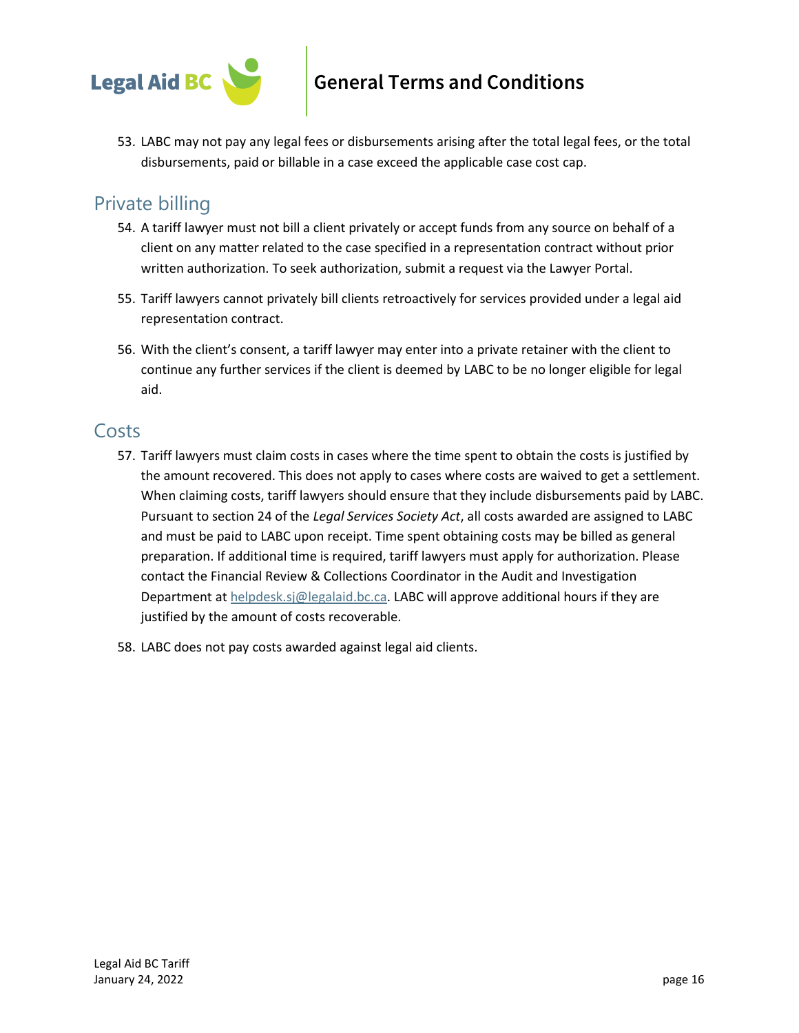53. LABC may not pay any legal fees or disbursements arising after the total legal fees, or the total disbursements, paid or billable in a case exceed the applicable case cost cap.

## Private billing

54. A tariff lawyer must not bill a client privately or accept funds from any source on behalf of a client on any matter related to the case specified in a representation contract without prior written authorization. To seek authorization, submit a request via the Lawyer Portal.

55. Tariff lawyers cannot privately bill clients retroactively for services provided under a legal aid representation contract.

56. With the client's consent, a tariff lawyer may enter into a private retainer with the client to continue any further services if the client is deemed by LABC to be no longer eligible for legal aid.

## Costs

57. Tariff lawyers must claim costs in cases where the time spent to obtain the costs is justified by the amount recovered. This does not apply to cases where costs are waived to get a settlement. When claiming costs, tariff lawyers should ensure that they include disbursements paid by LABC. Pursuant to section 24 of the *Legal Services Society Act*, all costs awarded are assigned to LABC and must be paid to LABC upon receipt. Time spent obtaining costs may be billed as general preparation. If additional time is required, tariff lawyers must apply for authorization. Please contact the Financial Review & Collections Coordinator in the Audit and Investigation Department at helpdesk.sj@legalaid.bc.ca. LABC will approve additional hours if they are justified by the amount of costs recoverable.

58. LABC does not pay costs awarded against legal aid clients.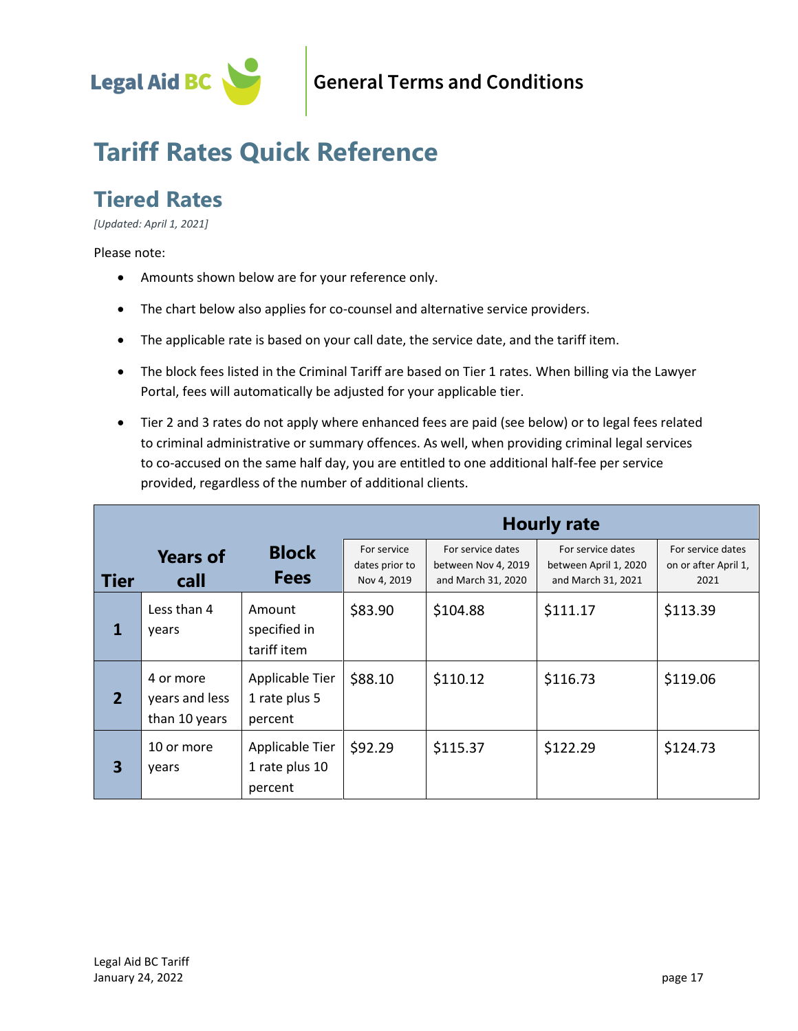# Tariff Rates Quick Reference

## Tiered Rates

*[Updated: April 1, 2021]*

Please note:

- Amounts shown below are for your reference only.
- The chart below also applies for co-counsel and alternative service providers.
- The applicable rate is based on your call date, the service date, and the tariff item.
- The block fees listed in the Criminal Tariff are based on Tier 1 rates. When billing via the Lawyer Portal, fees will automatically be adjusted for your applicable tier.
- Tier 2 and 3 rates do not apply where enhanced fees are paid (see below) or to legal fees related to criminal administrative or summary offences. As well, when providing criminal legal services to co-accused on the same half day, you are entitled to one additional half-fee per service provided, regardless of the number of additional clients.

| Tier | Years of call | Block Fees | Hourly rate | | | |
|---|---|---|---|---|---|---|
| | | | For service dates prior to Nov 4, 2019 | For service dates between Nov 4, 2019 and March 31, 2020 | For service dates between April 1, 2020 and March 31, 2021 | For service dates on or after April 1, 2021 |
| **1** | Less than 4 years | Amount specified in tariff item | $83.90 | $104.88 | $111.17 | $113.39 |
| **2** | 4 or more years and less than 10 years | Applicable Tier 1 rate plus 5 percent | $88.10 | $110.12 | $116.73 | $119.06 |
| **3** | 10 or more years | Applicable Tier 1 rate plus 10 percent | $92.29 | $115.37 | $122.29 | $124.73 |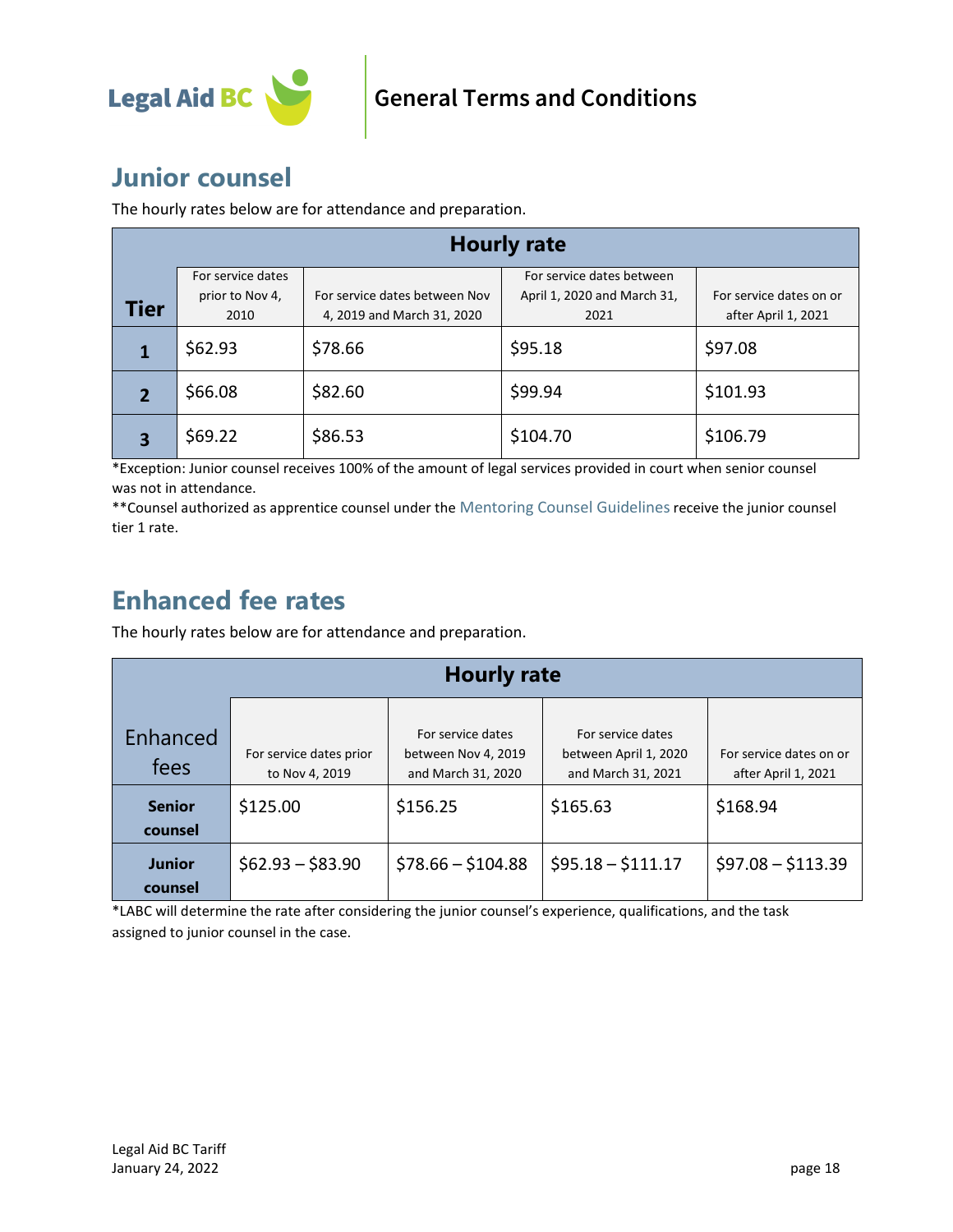## Junior counsel

The hourly rates below are for attendance and preparation.

| Tier | Hourly rate | | | |
|---|---|---|---|---|
| | For service dates prior to Nov 4, 2010 | For service dates between Nov 4, 2019 and March 31, 2020 | For service dates between April 1, 2020 and March 31, 2021 | For service dates on or after April 1, 2021 |
| **1** | $62.93 | $78.66 | $95.18 | $97.08 |
| **2** | $66.08 | $82.60 | $99.94 | $101.93 |
| **3** | $69.22 | $86.53 | $104.70 | $106.79 |

*Exception: Junior counsel receives 100% of the amount of legal services provided in court when senior counsel was not in attendance.

**Counsel authorized as apprentice counsel under the Mentoring Counsel Guidelines receive the junior counsel tier 1 rate.

## Enhanced fee rates

The hourly rates below are for attendance and preparation.

| Enhanced fees | Hourly rate | | | |
|---|---|---|---|---|
| | For service dates prior to Nov 4, 2019 | For service dates between Nov 4, 2019 and March 31, 2020 | For service dates between April 1, 2020 and March 31, 2021 | For service dates on or after April 1, 2021 |
| **Senior counsel** | $125.00 | $156.25 | $165.63 | $168.94 |
| **Junior counsel** | $62.93 – $83.90 | $78.66 – $104.88 | $95.18 – $111.17 | $97.08 – $113.39 |

*LABC will determine the rate after considering the junior counsel's experience, qualifications, and the task assigned to junior counsel in the case.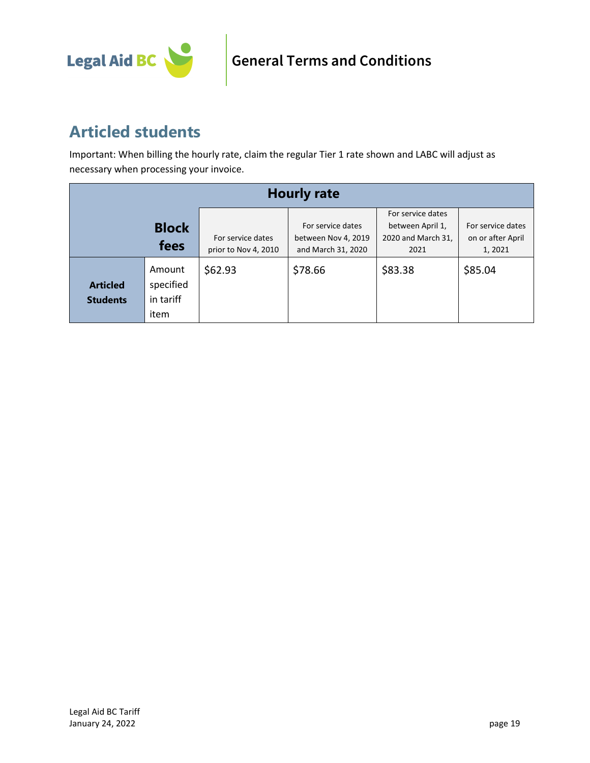## Articled students

Important: When billing the hourly rate, claim the regular Tier 1 rate shown and LABC will adjust as necessary when processing your invoice.

| | Block fees | Hourly rate | | | |
|---|---|---|---|---|---|
| | | For service dates prior to Nov 4, 2010 | For service dates between Nov 4, 2019 and March 31, 2020 | For service dates between April 1, 2020 and March 31, 2021 | For service dates on or after April 1, 2021 |
| **Articled Students** | Amount specified in tariff item | $62.93 | $78.66 | $83.38 | $85.04 |